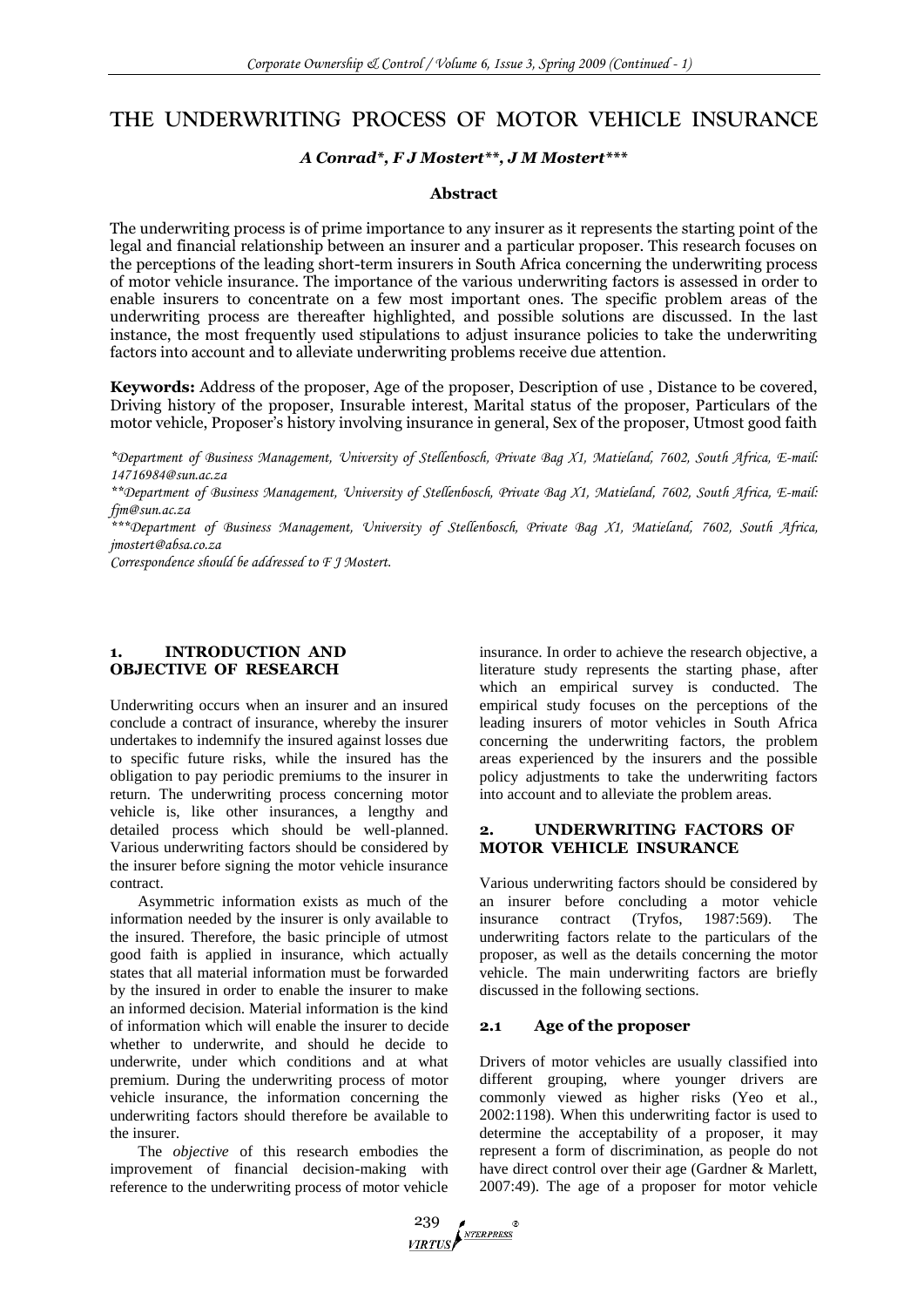# THE UNDERWRITING PROCESS OF MOTOR VEHICLE INSURANCE

***A Conrad\*, F J Mostert\*\*, J M Mostert\*\*\****

### Abstract

The underwriting process is of prime importance to any insurer as it represents the starting point of the legal and financial relationship between an insurer and a particular proposer. This research focuses on the perceptions of the leading short-term insurers in South Africa concerning the underwriting process of motor vehicle insurance. The importance of the various underwriting factors is assessed in order to enable insurers to concentrate on a few most important ones. The specific problem areas of the underwriting process are thereafter highlighted, and possible solutions are discussed. In the last instance, the most frequently used stipulations to adjust insurance policies to take the underwriting factors into account and to alleviate underwriting problems receive due attention.

**Keywords:** Address of the proposer, Age of the proposer, Description of use , Distance to be covered, Driving history of the proposer, Insurable interest, Marital status of the proposer, Particulars of the motor vehicle, Proposer's history involving insurance in general, Sex of the proposer, Utmost good faith

*\*Department of Business Management, University of Stellenbosch, Private Bag X1, Matieland, 7602, South Africa, E-mail: 14716984@sun.ac.za*

*\*\*Department of Business Management, University of Stellenbosch, Private Bag X1, Matieland, 7602, South Africa, E-mail: fjm@sun.ac.za*

*\*\*\*Department of Business Management, University of Stellenbosch, Private Bag X1, Matieland, 7602, South Africa, jmostert@absa.co.za*

*Correspondence should be addressed to F J Mostert.*

## 1. INTRODUCTION AND OBJECTIVE OF RESEARCH

Underwriting occurs when an insurer and an insured conclude a contract of insurance, whereby the insurer undertakes to indemnify the insured against losses due to specific future risks, while the insured has the obligation to pay periodic premiums to the insurer in return. The underwriting process concerning motor vehicle is, like other insurances, a lengthy and detailed process which should be well-planned. Various underwriting factors should be considered by the insurer before signing the motor vehicle insurance contract.

Asymmetric information exists as much of the information needed by the insurer is only available to the insured. Therefore, the basic principle of utmost good faith is applied in insurance, which actually states that all material information must be forwarded by the insured in order to enable the insurer to make an informed decision. Material information is the kind of information which will enable the insurer to decide whether to underwrite, and should he decide to underwrite, under which conditions and at what premium. During the underwriting process of motor vehicle insurance, the information concerning the underwriting factors should therefore be available to the insurer.

The *objective* of this research embodies the improvement of financial decision-making with reference to the underwriting process of motor vehicle insurance. In order to achieve the research objective, a literature study represents the starting phase, after which an empirical survey is conducted. The empirical study focuses on the perceptions of the leading insurers of motor vehicles in South Africa concerning the underwriting factors, the problem areas experienced by the insurers and the possible policy adjustments to take the underwriting factors into account and to alleviate the problem areas.

## 2. UNDERWRITING FACTORS OF MOTOR VEHICLE INSURANCE

Various underwriting factors should be considered by an insurer before concluding a motor vehicle insurance contract (Tryfos, 1987:569). The underwriting factors relate to the particulars of the proposer, as well as the details concerning the motor vehicle. The main underwriting factors are briefly discussed in the following sections.

### 2.1 Age of the proposer

Drivers of motor vehicles are usually classified into different grouping, where younger drivers are commonly viewed as higher risks (Yeo et al., 2002:1198). When this underwriting factor is used to determine the acceptability of a proposer, it may represent a form of discrimination, as people do not have direct control over their age (Gardner & Marlett, 2007:49). The age of a proposer for motor vehicle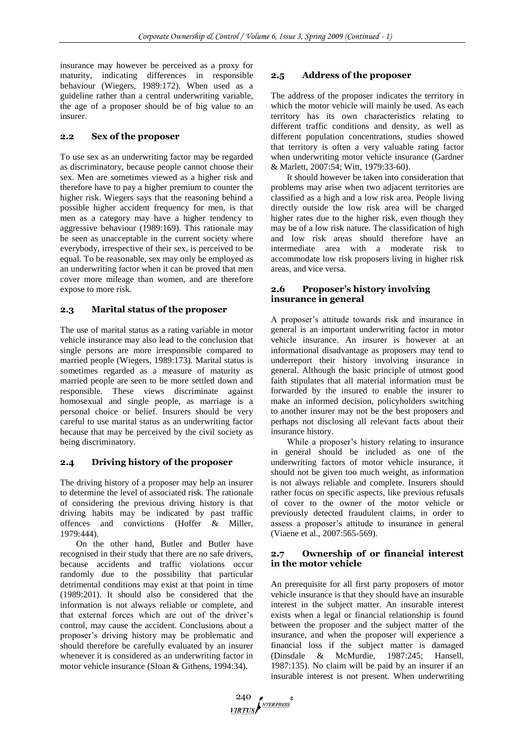insurance may however be perceived as a proxy for maturity, indicating differences in responsible behaviour (Wiegers, 1989:172). When used as a guideline rather than a central underwriting variable, the age of a proposer should be of big value to an insurer.

### 2.2 Sex of the proposer

To use sex as an underwriting factor may be regarded as discriminatory, because people cannot choose their sex. Men are sometimes viewed as a higher risk and therefore have to pay a higher premium to counter the higher risk. Wiegers says that the reasoning behind a possible higher accident frequency for men, is that men as a category may have a higher tendency to aggressive behaviour (1989:169). This rationale may be seen as unacceptable in the current society where everybody, irrespective of their sex, is perceived to be equal. To be reasonable, sex may only be employed as an underwriting factor when it can be proved that men cover more mileage than women, and are therefore expose to more risk.

### 2.3 Marital status of the proposer

The use of marital status as a rating variable in motor vehicle insurance may also lead to the conclusion that single persons are more irresponsible compared to married people (Wiegers, 1989:173). Marital status is sometimes regarded as a measure of maturity as married people are seen to be more settled down and responsible. These views discriminate against homosexual and single people, as marriage is a personal choice or belief. Insurers should be very careful to use marital status as an underwriting factor because that may be perceived by the civil society as being discriminatory.

### 2.4 Driving history of the proposer

The driving history of a proposer may help an insurer to determine the level of associated risk. The rationale of considering the previous driving history is that driving habits may be indicated by past traffic offences and convictions (Hoffer & Miller, 1979:444).

On the other hand, Butler and Butler have recognised in their study that there are no safe drivers, because accidents and traffic violations occur randomly due to the possibility that particular detrimental conditions may exist at that point in time (1989:201). It should also be considered that the information is not always reliable or complete, and that external forces which are out of the driver's control, may cause the accident. Conclusions about a proposer's driving history may be problematic and should therefore be carefully evaluated by an insurer whenever it is considered as an underwriting factor in motor vehicle insurance (Sloan & Githens, 1994:34).

### 2.5 Address of the proposer

The address of the proposer indicates the territory in which the motor vehicle will mainly be used. As each territory has its own characteristics relating to different traffic conditions and density, as well as different population concentrations, studies showed that territory is often a very valuable rating factor when underwriting motor vehicle insurance (Gardner & Marlett, 2007:54; Witt, 1979:33-60).

It should however be taken into consideration that problems may arise when two adjacent territories are classified as a high and a low risk area. People living directly outside the low risk area will be charged higher rates due to the higher risk, even though they may be of a low risk nature. The classification of high and low risk areas should therefore have an intermediate area with a moderate risk to accommodate low risk proposers living in higher risk areas, and vice versa.

### 2.6 Proposer's history involving insurance in general

A proposer's attitude towards risk and insurance in general is an important underwriting factor in motor vehicle insurance. An insurer is however at an informational disadvantage as proposers may tend to underreport their history involving insurance in general. Although the basic principle of utmost good faith stipulates that all material information must be forwarded by the insured to enable the insurer to make an informed decision, policyholders switching to another insurer may not be the best proposers and perhaps not disclosing all relevant facts about their insurance history.

While a proposer's history relating to insurance in general should be included as one of the underwriting factors of motor vehicle insurance, it should not be given too much weight, as information is not always reliable and complete. Insurers should rather focus on specific aspects, like previous refusals of cover to the owner of the motor vehicle or previously detected fraudulent claims, in order to assess a proposer's attitude to insurance in general (Viaene et al., 2007:565-569).

### 2.7 Ownership of or financial interest in the motor vehicle

An prerequisite for all first party proposers of motor vehicle insurance is that they should have an insurable interest in the subject matter. An insurable interest exists when a legal or financial relationship is found between the proposer and the subject matter of the insurance, and when the proposer will experience a financial loss if the subject matter is damaged (Dinsdale & McMurdie, 1987:245; Hansell, 1987:135). No claim will be paid by an insurer if an insurable interest is not present. When underwriting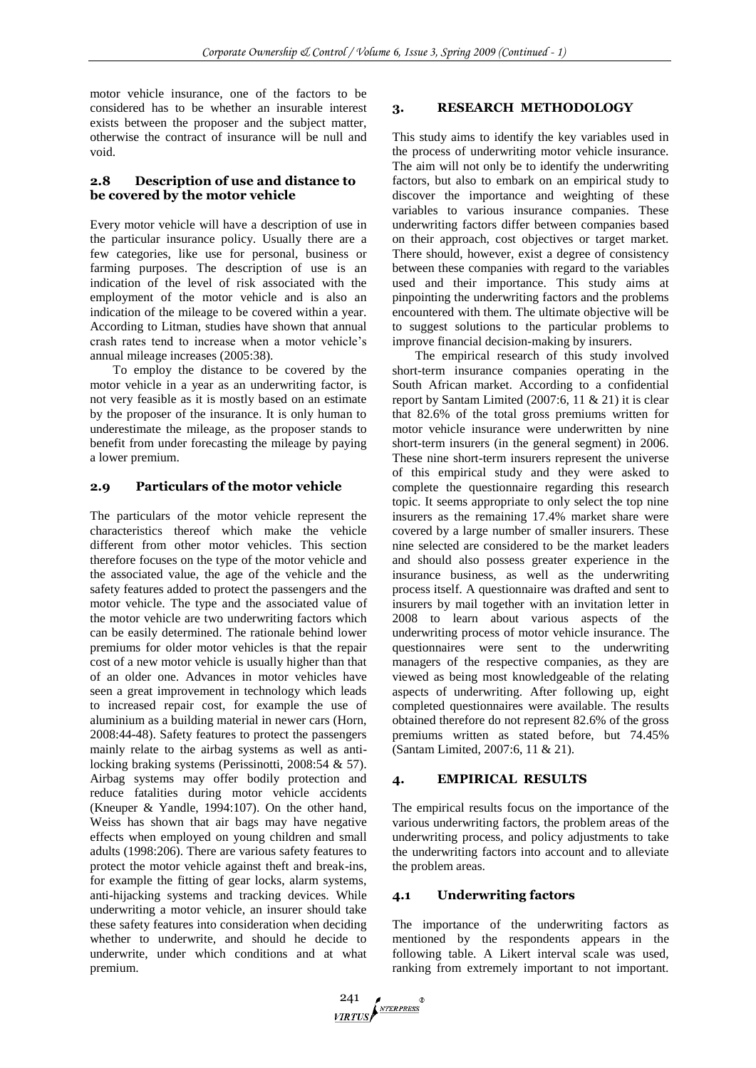motor vehicle insurance, one of the factors to be considered has to be whether an insurable interest exists between the proposer and the subject matter, otherwise the contract of insurance will be null and void.

### 2.8 Description of use and distance to be covered by the motor vehicle

Every motor vehicle will have a description of use in the particular insurance policy. Usually there are a few categories, like use for personal, business or farming purposes. The description of use is an indication of the level of risk associated with the employment of the motor vehicle and is also an indication of the mileage to be covered within a year. According to Litman, studies have shown that annual crash rates tend to increase when a motor vehicle's annual mileage increases (2005:38).

To employ the distance to be covered by the motor vehicle in a year as an underwriting factor, is not very feasible as it is mostly based on an estimate by the proposer of the insurance. It is only human to underestimate the mileage, as the proposer stands to benefit from under forecasting the mileage by paying a lower premium.

### 2.9 Particulars of the motor vehicle

The particulars of the motor vehicle represent the characteristics thereof which make the vehicle different from other motor vehicles. This section therefore focuses on the type of the motor vehicle and the associated value, the age of the vehicle and the safety features added to protect the passengers and the motor vehicle. The type and the associated value of the motor vehicle are two underwriting factors which can be easily determined. The rationale behind lower premiums for older motor vehicles is that the repair cost of a new motor vehicle is usually higher than that of an older one. Advances in motor vehicles have seen a great improvement in technology which leads to increased repair cost, for example the use of aluminium as a building material in newer cars (Horn, 2008:44-48). Safety features to protect the passengers mainly relate to the airbag systems as well as anti-locking braking systems (Perissinotti, 2008:54 & 57). Airbag systems may offer bodily protection and reduce fatalities during motor vehicle accidents (Kneuper & Yandle, 1994:107). On the other hand, Weiss has shown that air bags may have negative effects when employed on young children and small adults (1998:206). There are various safety features to protect the motor vehicle against theft and break-ins, for example the fitting of gear locks, alarm systems, anti-hijacking systems and tracking devices. While underwriting a motor vehicle, an insurer should take these safety features into consideration when deciding whether to underwrite, and should he decide to underwrite, under which conditions and at what premium.

## 3. RESEARCH METHODOLOGY

This study aims to identify the key variables used in the process of underwriting motor vehicle insurance. The aim will not only be to identify the underwriting factors, but also to embark on an empirical study to discover the importance and weighting of these variables to various insurance companies. These underwriting factors differ between companies based on their approach, cost objectives or target market. There should, however, exist a degree of consistency between these companies with regard to the variables used and their importance. This study aims at pinpointing the underwriting factors and the problems encountered with them. The ultimate objective will be to suggest solutions to the particular problems to improve financial decision-making by insurers.

The empirical research of this study involved short-term insurance companies operating in the South African market. According to a confidential report by Santam Limited (2007:6, 11 & 21) it is clear that 82.6% of the total gross premiums written for motor vehicle insurance were underwritten by nine short-term insurers (in the general segment) in 2006. These nine short-term insurers represent the universe of this empirical study and they were asked to complete the questionnaire regarding this research topic. It seems appropriate to only select the top nine insurers as the remaining 17.4% market share were covered by a large number of smaller insurers. These nine selected are considered to be the market leaders and should also possess greater experience in the insurance business, as well as the underwriting process itself. A questionnaire was drafted and sent to insurers by mail together with an invitation letter in 2008 to learn about various aspects of the underwriting process of motor vehicle insurance. The questionnaires were sent to the underwriting managers of the respective companies, as they are viewed as being most knowledgeable of the relating aspects of underwriting. After following up, eight completed questionnaires were available. The results obtained therefore do not represent 82.6% of the gross premiums written as stated before, but 74.45% (Santam Limited, 2007:6, 11 & 21).

## 4. EMPIRICAL RESULTS

The empirical results focus on the importance of the various underwriting factors, the problem areas of the underwriting process, and policy adjustments to take the underwriting factors into account and to alleviate the problem areas.

### 4.1 Underwriting factors

The importance of the underwriting factors as mentioned by the respondents appears in the following table. A Likert interval scale was used, ranking from extremely important to not important.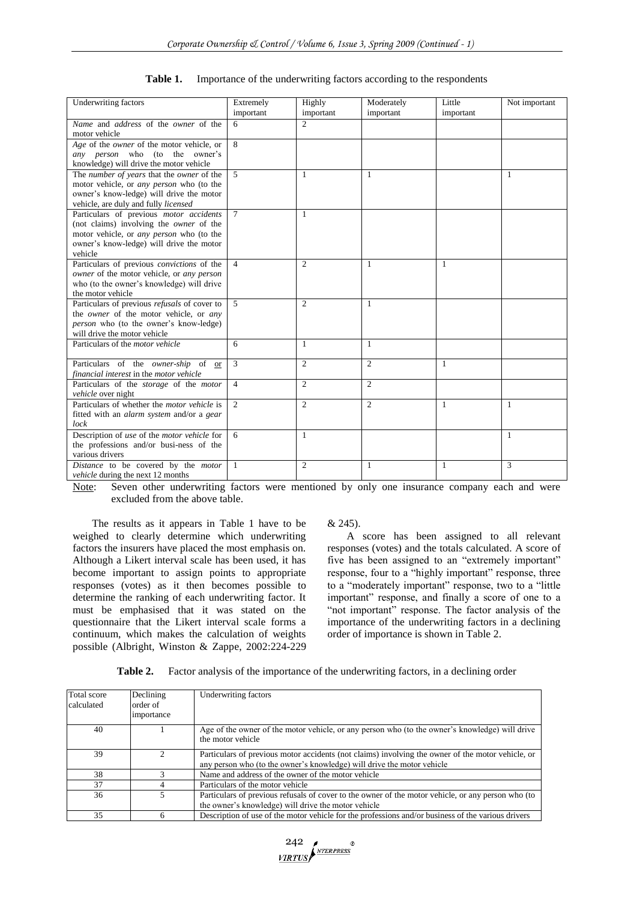**Table 1.** Importance of the underwriting factors according to the respondents

| Underwriting factors | Extremely important | Highly important | Moderately important | Little important | Not important |
|---|---|---|---|---|---|
| *Name* and *address* of the *owner* of the motor vehicle | 6 | 2 | | | |
| *Age* of the *owner* of the motor vehicle, or *any person* who (to the owner's knowledge) will drive the motor vehicle | 8 | | | | |
| The *number of years* that the *owner* of the motor vehicle, or *any person* who (to the owner's know-ledge) will drive the motor vehicle, are duly and fully *licensed* | 5 | 1 | 1 | | 1 |
| Particulars of previous *motor accidents* (not claims) involving the *owner* of the motor vehicle, or *any person* who (to the owner's know-ledge) will drive the motor vehicle | 7 | 1 | | | |
| Particulars of previous *convictions* of the *owner* of the motor vehicle, or *any person* who (to the owner's knowledge) will drive the motor vehicle | 4 | 2 | 1 | 1 | |
| Particulars of previous *refusals* of cover to the *owner* of the motor vehicle, or *any person* who (to the owner's know-ledge) will drive the motor vehicle | 5 | 2 | 1 | | |
| Particulars of the *motor vehicle* | 6 | 1 | 1 | | |
| Particulars of the *owner-ship* of or *financial interest* in the *motor vehicle* | 3 | 2 | 2 | 1 | |
| Particulars of the *storage* of the *motor vehicle* over night | 4 | 2 | 2 | | |
| Particulars of whether the *motor vehicle* is fitted with an *alarm system* and/or a *gear lock* | 2 | 2 | 2 | 1 | 1 |
| Description of *use* of the *motor vehicle* for the professions and/or busi-ness of the various drivers | 6 | 1 | | | 1 |
| *Distance* to be covered by the *motor vehicle* during the next 12 months | 1 | 2 | 1 | 1 | 3 |

Note: Seven other underwriting factors were mentioned by only one insurance company each and were excluded from the above table.

The results as it appears in Table 1 have to be weighed to clearly determine which underwriting factors the insurers have placed the most emphasis on. Although a Likert interval scale has been used, it has become important to assign points to appropriate responses (votes) as it then becomes possible to determine the ranking of each underwriting factor. It must be emphasised that it was stated on the questionnaire that the Likert interval scale forms a continuum, which makes the calculation of weights possible (Albright, Winston & Zappe, 2002:224-229 & 245).

A score has been assigned to all relevant responses (votes) and the totals calculated. A score of five has been assigned to an "extremely important" response, four to a "highly important" response, three to a "moderately important" response, two to a "little important" response, and finally a score of one to a "not important" response. The factor analysis of the importance of the underwriting factors in a declining order of importance is shown in Table 2.

**Table 2.** Factor analysis of the importance of the underwriting factors, in a declining order

| Total score calculated | Declining order of importance | Underwriting factors |
|---|---|---|
| 40 | 1 | Age of the owner of the motor vehicle, or any person who (to the owner's knowledge) will drive the motor vehicle |
| 39 | 2 | Particulars of previous motor accidents (not claims) involving the owner of the motor vehicle, or any person who (to the owner's knowledge) will drive the motor vehicle |
| 38 | 3 | Name and address of the owner of the motor vehicle |
| 37 | 4 | Particulars of the motor vehicle |
| 36 | 5 | Particulars of previous refusals of cover to the owner of the motor vehicle, or any person who (to the owner's knowledge) will drive the motor vehicle |
| 35 | 6 | Description of use of the motor vehicle for the professions and/or business of the various drivers |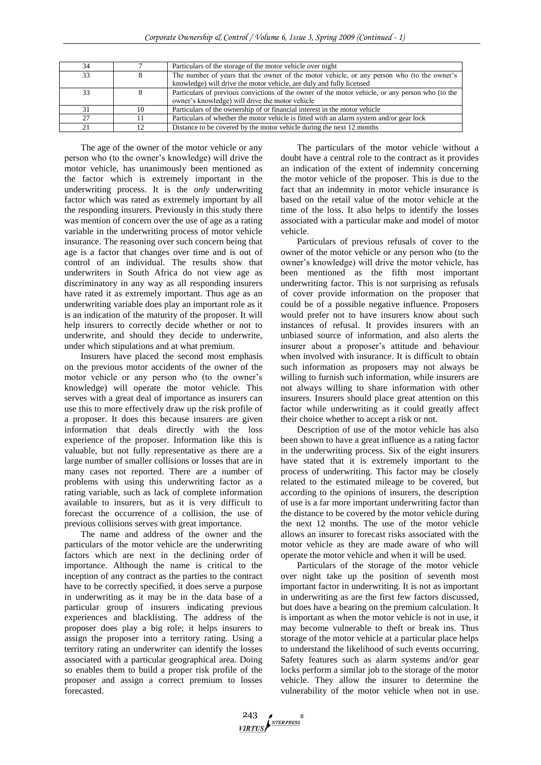| 34 | 7 | Particulars of the storage of the motor vehicle over night |
|---|---|---|
| 33 | 8 | The number of years that the owner of the motor vehicle, or any person who (to the owner's knowledge) will drive the motor vehicle, are duly and fully licensed |
| 33 | 8 | Particulars of previous convictions of the owner of the motor vehicle, or any person who (to the owner's knowledge) will drive the motor vehicle |
| 31 | 10 | Particulars of the ownership of or financial interest in the motor vehicle |
| 27 | 11 | Particulars of whether the motor vehicle is fitted with an alarm system and/or gear lock |
| 21 | 12 | Distance to be covered by the motor vehicle during the next 12 months |

The age of the owner of the motor vehicle or any person who (to the owner's knowledge) will drive the motor vehicle, has unanimously been mentioned as the factor which is extremely important in the underwriting process. It is the *only* underwriting factor which was rated as extremely important by all the responding insurers. Previously in this study there was mention of concern over the use of age as a rating variable in the underwriting process of motor vehicle insurance. The reasoning over such concern being that age is a factor that changes over time and is out of control of an individual. The results show that underwriters in South Africa do not view age as discriminatory in any way as all responding insurers have rated it as extremely important. Thus age as an underwriting variable does play an important role as it is an indication of the maturity of the proposer. It will help insurers to correctly decide whether or not to underwrite, and should they decide to underwrite, under which stipulations and at what premium.

Insurers have placed the second most emphasis on the previous motor accidents of the owner of the motor vehicle or any person who (to the owner's knowledge) will operate the motor vehicle. This serves with a great deal of importance as insurers can use this to more effectively draw up the risk profile of a proposer. It does this because insurers are given information that deals directly with the loss experience of the proposer. Information like this is valuable, but not fully representative as there are a large number of smaller collisions or losses that are in many cases not reported. There are a number of problems with using this underwriting factor as a rating variable, such as lack of complete information available to insurers, but as it is very difficult to forecast the occurrence of a collision, the use of previous collisions serves with great importance.

The name and address of the owner and the particulars of the motor vehicle are the underwriting factors which are next in the declining order of importance. Although the name is critical to the inception of any contract as the parties to the contract have to be correctly specified, it does serve a purpose in underwriting as it may be in the data base of a particular group of insurers indicating previous experiences and blacklisting. The address of the proposer does play a big role; it helps insurers to assign the proposer into a territory rating. Using a territory rating an underwriter can identify the losses associated with a particular geographical area. Doing so enables them to build a proper risk profile of the proposer and assign a correct premium to losses forecasted.

The particulars of the motor vehicle without a doubt have a central role to the contract as it provides an indication of the extent of indemnity concerning the motor vehicle of the proposer. This is due to the fact that an indemnity in motor vehicle insurance is based on the retail value of the motor vehicle at the time of the loss. It also helps to identify the losses associated with a particular make and model of motor vehicle.

Particulars of previous refusals of cover to the owner of the motor vehicle or any person who (to the owner's knowledge) will drive the motor vehicle, has been mentioned as the fifth most important underwriting factor. This is not surprising as refusals of cover provide information on the proposer that could be of a possible negative influence. Proposers would prefer not to have insurers know about such instances of refusal. It provides insurers with an unbiased source of information, and also alerts the insurer about a proposer's attitude and behaviour when involved with insurance. It is difficult to obtain such information as proposers may not always be willing to furnish such information, while insurers are not always willing to share information with other insurers. Insurers should place great attention on this factor while underwriting as it could greatly affect their choice whether to accept a risk or not.

Description of use of the motor vehicle has also been shown to have a great influence as a rating factor in the underwriting process. Six of the eight insurers have stated that it is extremely important to the process of underwriting. This factor may be closely related to the estimated mileage to be covered, but according to the opinions of insurers, the description of use is a far more important underwriting factor than the distance to be covered by the motor vehicle during the next 12 months. The use of the motor vehicle allows an insurer to forecast risks associated with the motor vehicle as they are made aware of who will operate the motor vehicle and when it will be used.

Particulars of the storage of the motor vehicle over night take up the position of seventh most important factor in underwriting. It is not as important in underwriting as are the first few factors discussed, but does have a bearing on the premium calculation. It is important as when the motor vehicle is not in use, it may become vulnerable to theft or break ins. Thus storage of the motor vehicle at a particular place helps to understand the likelihood of such events occurring. Safety features such as alarm systems and/or gear locks perform a similar job to the storage of the motor vehicle. They allow the insurer to determine the vulnerability of the motor vehicle when not in use.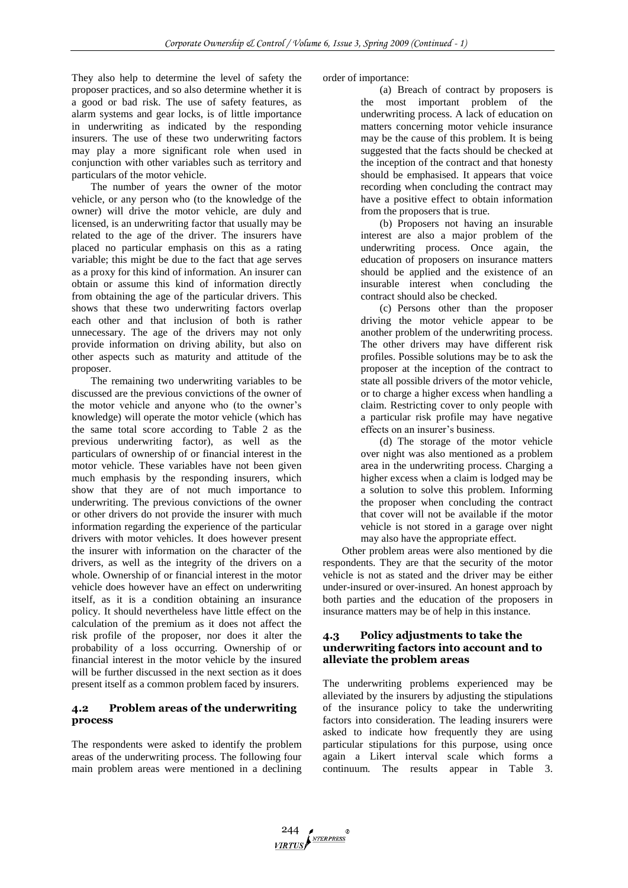They also help to determine the level of safety the proposer practices, and so also determine whether it is a good or bad risk. The use of safety features, as alarm systems and gear locks, is of little importance in underwriting as indicated by the responding insurers. The use of these two underwriting factors may play a more significant role when used in conjunction with other variables such as territory and particulars of the motor vehicle.

The number of years the owner of the motor vehicle, or any person who (to the knowledge of the owner) will drive the motor vehicle, are duly and licensed, is an underwriting factor that usually may be related to the age of the driver. The insurers have placed no particular emphasis on this as a rating variable; this might be due to the fact that age serves as a proxy for this kind of information. An insurer can obtain or assume this kind of information directly from obtaining the age of the particular drivers. This shows that these two underwriting factors overlap each other and that inclusion of both is rather unnecessary. The age of the drivers may not only provide information on driving ability, but also on other aspects such as maturity and attitude of the proposer.

The remaining two underwriting variables to be discussed are the previous convictions of the owner of the motor vehicle and anyone who (to the owner's knowledge) will operate the motor vehicle (which has the same total score according to Table 2 as the previous underwriting factor), as well as the particulars of ownership of or financial interest in the motor vehicle. These variables have not been given much emphasis by the responding insurers, which show that they are of not much importance to underwriting. The previous convictions of the owner or other drivers do not provide the insurer with much information regarding the experience of the particular drivers with motor vehicles. It does however present the insurer with information on the character of the drivers, as well as the integrity of the drivers on a whole. Ownership of or financial interest in the motor vehicle does however have an effect on underwriting itself, as it is a condition obtaining an insurance policy. It should nevertheless have little effect on the calculation of the premium as it does not affect the risk profile of the proposer, nor does it alter the probability of a loss occurring. Ownership of or financial interest in the motor vehicle by the insured will be further discussed in the next section as it does present itself as a common problem faced by insurers.

### 4.2 Problem areas of the underwriting process

The respondents were asked to identify the problem areas of the underwriting process. The following four main problem areas were mentioned in a declining order of importance:

(a) Breach of contract by proposers is the most important problem of the underwriting process. A lack of education on matters concerning motor vehicle insurance may be the cause of this problem. It is being suggested that the facts should be checked at the inception of the contract and that honesty should be emphasised. It appears that voice recording when concluding the contract may have a positive effect to obtain information from the proposers that is true.

(b) Proposers not having an insurable interest are also a major problem of the underwriting process. Once again, the education of proposers on insurance matters should be applied and the existence of an insurable interest when concluding the contract should also be checked.

(c) Persons other than the proposer driving the motor vehicle appear to be another problem of the underwriting process. The other drivers may have different risk profiles. Possible solutions may be to ask the proposer at the inception of the contract to state all possible drivers of the motor vehicle, or to charge a higher excess when handling a claim. Restricting cover to only people with a particular risk profile may have negative effects on an insurer's business.

(d) The storage of the motor vehicle over night was also mentioned as a problem area in the underwriting process. Charging a higher excess when a claim is lodged may be a solution to solve this problem. Informing the proposer when concluding the contract that cover will not be available if the motor vehicle is not stored in a garage over night may also have the appropriate effect.

Other problem areas were also mentioned by die respondents. They are that the security of the motor vehicle is not as stated and the driver may be either under-insured or over-insured. An honest approach by both parties and the education of the proposers in insurance matters may be of help in this instance.

### 4.3 Policy adjustments to take the underwriting factors into account and to alleviate the problem areas

The underwriting problems experienced may be alleviated by the insurers by adjusting the stipulations of the insurance policy to take the underwriting factors into consideration. The leading insurers were asked to indicate how frequently they are using particular stipulations for this purpose, using once again a Likert interval scale which forms a continuum. The results appear in Table 3.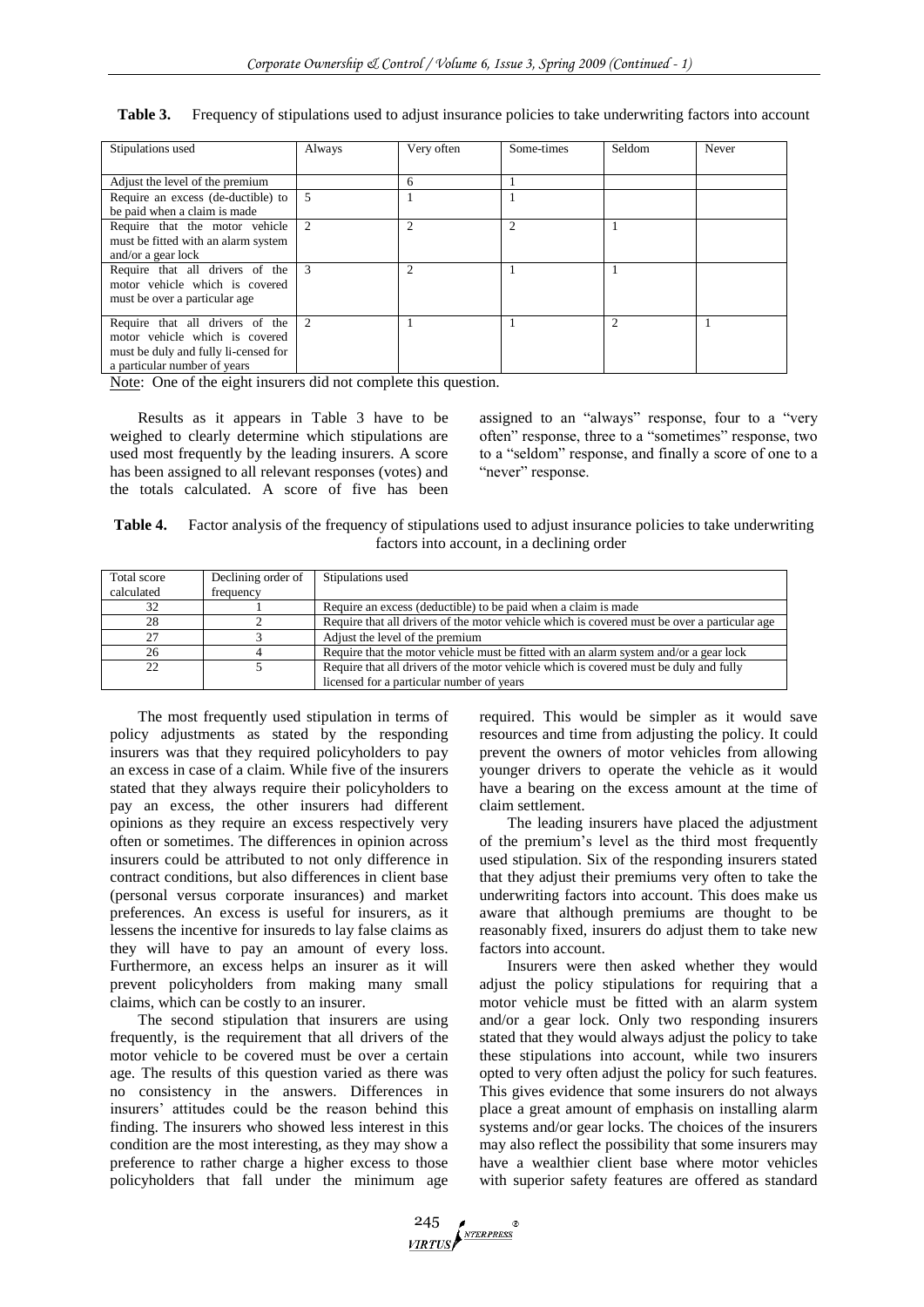**Table 3.** Frequency of stipulations used to adjust insurance policies to take underwriting factors into account

| Stipulations used | Always | Very often | Some-times | Seldom | Never |
|---|---|---|---|---|---|
| Adjust the level of the premium | | 6 | 1 | | |
| Require an excess (de-ductible) to be paid when a claim is made | 5 | 1 | 1 | | |
| Require that the motor vehicle must be fitted with an alarm system and/or a gear lock | 2 | 2 | 2 | 1 | |
| Require that all drivers of the motor vehicle which is covered must be over a particular age | 3 | 2 | 1 | 1 | |
| Require that all drivers of the motor vehicle which is covered must be duly and fully li-censed for a particular number of years | 2 | 1 | 1 | 2 | 1 |

Note: One of the eight insurers did not complete this question.

Results as it appears in Table 3 have to be weighed to clearly determine which stipulations are used most frequently by the leading insurers. A score has been assigned to all relevant responses (votes) and the totals calculated. A score of five has been assigned to an "always" response, four to a "very often" response, three to a "sometimes" response, two to a "seldom" response, and finally a score of one to a "never" response.

**Table 4.** Factor analysis of the frequency of stipulations used to adjust insurance policies to take underwriting factors into account, in a declining order

| Total score calculated | Declining order of frequency | Stipulations used |
|---|---|---|
| 32 | 1 | Require an excess (deductible) to be paid when a claim is made |
| 28 | 2 | Require that all drivers of the motor vehicle which is covered must be over a particular age |
| 27 | 3 | Adjust the level of the premium |
| 26 | 4 | Require that the motor vehicle must be fitted with an alarm system and/or a gear lock |
| 22 | 5 | Require that all drivers of the motor vehicle which is covered must be duly and fully licensed for a particular number of years |

The most frequently used stipulation in terms of policy adjustments as stated by the responding insurers was that they required policyholders to pay an excess in case of a claim. While five of the insurers stated that they always require their policyholders to pay an excess, the other insurers had different opinions as they require an excess respectively very often or sometimes. The differences in opinion across insurers could be attributed to not only difference in contract conditions, but also differences in client base (personal versus corporate insurances) and market preferences. An excess is useful for insurers, as it lessens the incentive for insureds to lay false claims as they will have to pay an amount of every loss. Furthermore, an excess helps an insurer as it will prevent policyholders from making many small claims, which can be costly to an insurer.

The second stipulation that insurers are using frequently, is the requirement that all drivers of the motor vehicle to be covered must be over a certain age. The results of this question varied as there was no consistency in the answers. Differences in insurers' attitudes could be the reason behind this finding. The insurers who showed less interest in this condition are the most interesting, as they may show a preference to rather charge a higher excess to those policyholders that fall under the minimum age required. This would be simpler as it would save resources and time from adjusting the policy. It could prevent the owners of motor vehicles from allowing younger drivers to operate the vehicle as it would have a bearing on the excess amount at the time of claim settlement.

The leading insurers have placed the adjustment of the premium's level as the third most frequently used stipulation. Six of the responding insurers stated that they adjust their premiums very often to take the underwriting factors into account. This does make us aware that although premiums are thought to be reasonably fixed, insurers do adjust them to take new factors into account.

Insurers were then asked whether they would adjust the policy stipulations for requiring that a motor vehicle must be fitted with an alarm system and/or a gear lock. Only two responding insurers stated that they would always adjust the policy to take these stipulations into account, while two insurers opted to very often adjust the policy for such features. This gives evidence that some insurers do not always place a great amount of emphasis on installing alarm systems and/or gear locks. The choices of the insurers may also reflect the possibility that some insurers may have a wealthier client base where motor vehicles with superior safety features are offered as standard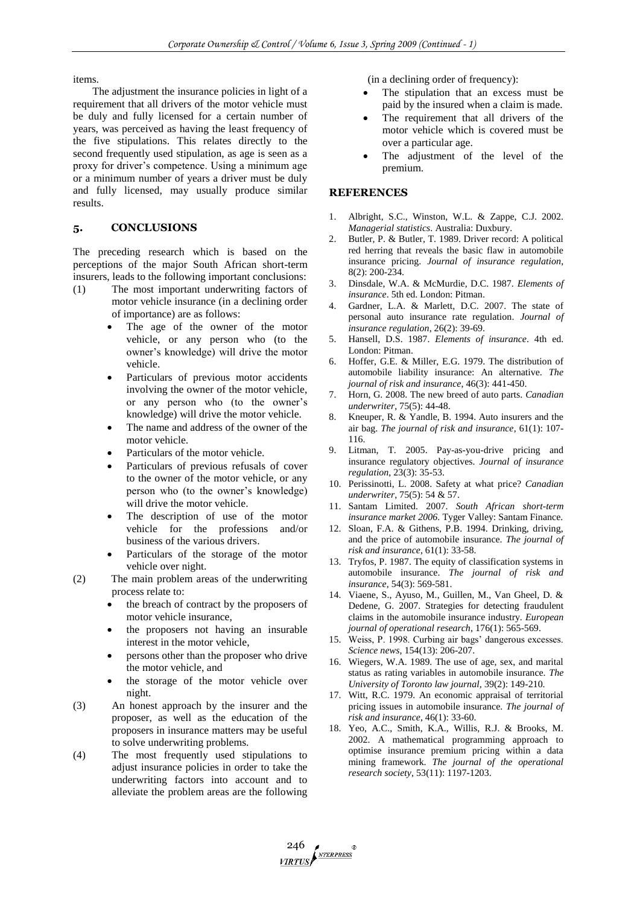items.

The adjustment the insurance policies in light of a requirement that all drivers of the motor vehicle must be duly and fully licensed for a certain number of years, was perceived as having the least frequency of the five stipulations. This relates directly to the second frequently used stipulation, as age is seen as a proxy for driver's competence. Using a minimum age or a minimum number of years a driver must be duly and fully licensed, may usually produce similar results.

## 5. CONCLUSIONS

The preceding research which is based on the perceptions of the major South African short-term insurers, leads to the following important conclusions:

(1) The most important underwriting factors of motor vehicle insurance (in a declining order of importance) are as follows:
   - The age of the owner of the motor vehicle, or any person who (to the owner's knowledge) will drive the motor vehicle.
   - Particulars of previous motor accidents involving the owner of the motor vehicle, or any person who (to the owner's knowledge) will drive the motor vehicle.
   - The name and address of the owner of the motor vehicle.
   - Particulars of the motor vehicle.
   - Particulars of previous refusals of cover to the owner of the motor vehicle, or any person who (to the owner's knowledge) will drive the motor vehicle.
   - The description of use of the motor vehicle for the professions and/or business of the various drivers.
   - Particulars of the storage of the motor vehicle over night.

(2) The main problem areas of the underwriting process relate to:
   - the breach of contract by the proposers of motor vehicle insurance,
   - the proposers not having an insurable interest in the motor vehicle,
   - persons other than the proposer who drive the motor vehicle, and
   - the storage of the motor vehicle over night.

(3) An honest approach by the insurer and the proposer, as well as the education of the proposers in insurance matters may be useful to solve underwriting problems.

(4) The most frequently used stipulations to adjust insurance policies in order to take the underwriting factors into account and to alleviate the problem areas are the following (in a declining order of frequency):
   - The stipulation that an excess must be paid by the insured when a claim is made.
   - The requirement that all drivers of the motor vehicle which is covered must be over a particular age.
   - The adjustment of the level of the premium.

## REFERENCES

1. Albright, S.C., Winston, W.L. & Zappe, C.J. 2002. *Managerial statistics*. Australia: Duxbury.
2. Butler, P. & Butler, T. 1989. Driver record: A political red herring that reveals the basic flaw in automobile insurance pricing. *Journal of insurance regulation*, 8(2): 200-234.
3. Dinsdale, W.A. & McMurdie, D.C. 1987. *Elements of insurance*. 5th ed. London: Pitman.
4. Gardner, L.A. & Marlett, D.C. 2007. The state of personal auto insurance rate regulation. *Journal of insurance regulation*, 26(2): 39-69.
5. Hansell, D.S. 1987. *Elements of insurance*. 4th ed. London: Pitman.
6. Hoffer, G.E. & Miller, E.G. 1979. The distribution of automobile liability insurance: An alternative. *The journal of risk and insurance*, 46(3): 441-450.
7. Horn, G. 2008. The new breed of auto parts. *Canadian underwriter*, 75(5): 44-48.
8. Kneuper, R. & Yandle, B. 1994. Auto insurers and the air bag. *The journal of risk and insurance*, 61(1): 107-116.
9. Litman, T. 2005. Pay-as-you-drive pricing and insurance regulatory objectives. *Journal of insurance regulation*, 23(3): 35-53.
10. Perissinotti, L. 2008. Safety at what price? *Canadian underwriter*, 75(5): 54 & 57.
11. Santam Limited. 2007. *South African short-term insurance market 2006*. Tyger Valley: Santam Finance.
12. Sloan, F.A. & Githens, P.B. 1994. Drinking, driving, and the price of automobile insurance. *The journal of risk and insurance*, 61(1): 33-58.
13. Tryfos, P. 1987. The equity of classification systems in automobile insurance. *The journal of risk and insurance*, 54(3): 569-581.
14. Viaene, S., Ayuso, M., Guillen, M., Van Gheel, D. & Dedene, G. 2007. Strategies for detecting fraudulent claims in the automobile insurance industry. *European journal of operational research*, 176(1): 565-569.
15. Weiss, P. 1998. Curbing air bags' dangerous excesses. *Science news*, 154(13): 206-207.
16. Wiegers, W.A. 1989. The use of age, sex, and marital status as rating variables in automobile insurance. *The University of Toronto law journal*, 39(2): 149-210.
17. Witt, R.C. 1979. An economic appraisal of territorial pricing issues in automobile insurance. *The journal of risk and insurance*, 46(1): 33-60.
18. Yeo, A.C., Smith, K.A., Willis, R.J. & Brooks, M. 2002. A mathematical programming approach to optimise insurance premium pricing within a data mining framework. *The journal of the operational research society*, 53(11): 1197-1203.